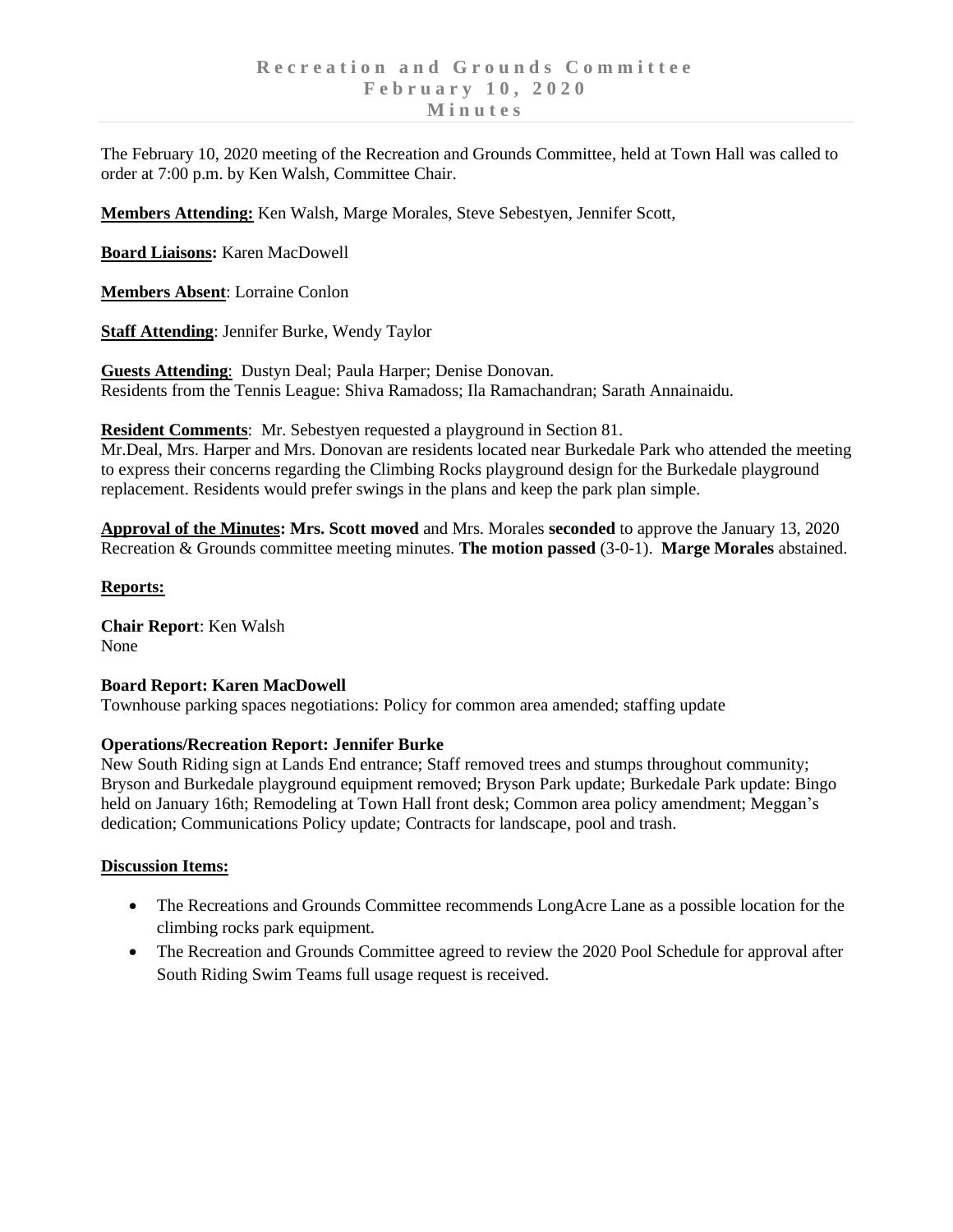# Recreation and Grounds Committee
# February 10, 2020
# Minutes

The February 10, 2020 meeting of the Recreation and Grounds Committee, held at Town Hall was called to order at 7:00 p.m. by Ken Walsh, Committee Chair.

**Members Attending:** Ken Walsh, Marge Morales, Steve Sebestyen, Jennifer Scott,

**Board Liaisons:** Karen MacDowell

**Members Absent**: Lorraine Conlon

**Staff Attending**: Jennifer Burke, Wendy Taylor

**Guests Attending**: Dustyn Deal; Paula Harper; Denise Donovan.
Residents from the Tennis League: Shiva Ramadoss; Ila Ramachandran; Sarath Annainaidu.

**Resident Comments**: Mr. Sebestyen requested a playground in Section 81.
Mr.Deal, Mrs. Harper and Mrs. Donovan are residents located near Burkedale Park who attended the meeting to express their concerns regarding the Climbing Rocks playground design for the Burkedale playground replacement. Residents would prefer swings in the plans and keep the park plan simple.

**Approval of the Minutes: Mrs. Scott moved** and Mrs. Morales **seconded** to approve the January 13, 2020 Recreation & Grounds committee meeting minutes. **The motion passed** (3-0-1). **Marge Morales** abstained.

**Reports:**

**Chair Report**: Ken Walsh
None

**Board Report: Karen MacDowell**
Townhouse parking spaces negotiations: Policy for common area amended; staffing update

**Operations/Recreation Report: Jennifer Burke**
New South Riding sign at Lands End entrance; Staff removed trees and stumps throughout community; Bryson and Burkedale playground equipment removed; Bryson Park update; Burkedale Park update: Bingo held on January 16th; Remodeling at Town Hall front desk; Common area policy amendment; Meggan's dedication; Communications Policy update; Contracts for landscape, pool and trash.

**Discussion Items:**

- The Recreations and Grounds Committee recommends LongAcre Lane as a possible location for the climbing rocks park equipment.
- The Recreation and Grounds Committee agreed to review the 2020 Pool Schedule for approval after South Riding Swim Teams full usage request is received.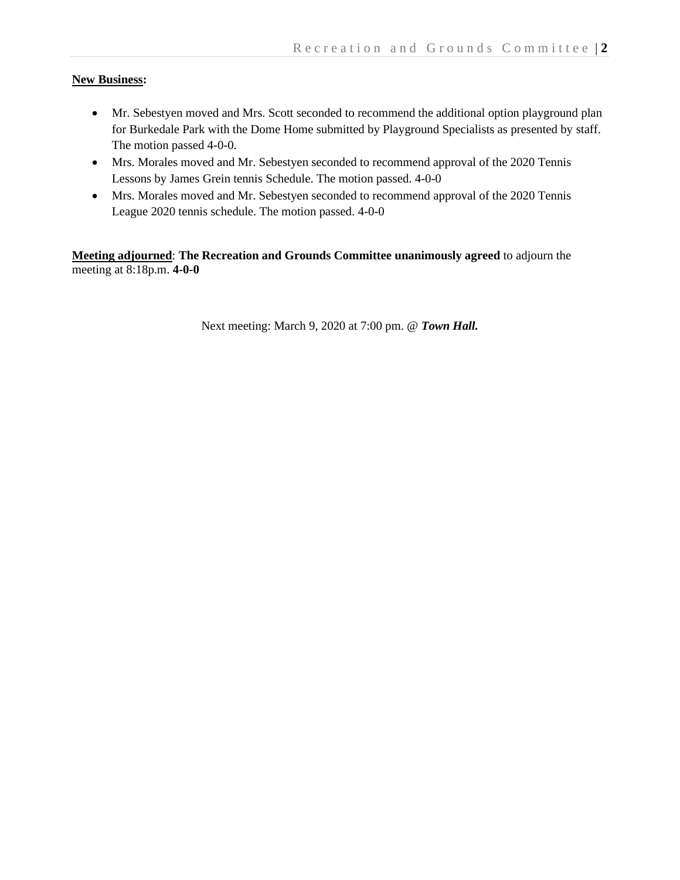**New Business:**

- Mr. Sebestyen moved and Mrs. Scott seconded to recommend the additional option playground plan for Burkedale Park with the Dome Home submitted by Playground Specialists as presented by staff. The motion passed 4-0-0.
- Mrs. Morales moved and Mr. Sebestyen seconded to recommend approval of the 2020 Tennis Lessons by James Grein tennis Schedule. The motion passed. 4-0-0
- Mrs. Morales moved and Mr. Sebestyen seconded to recommend approval of the 2020 Tennis League 2020 tennis schedule. The motion passed. 4-0-0

**Meeting adjourned**: **The Recreation and Grounds Committee unanimously agreed** to adjourn the meeting at 8:18p.m. **4-0-0**

Next meeting: March 9, 2020 at 7:00 pm. @ ***Town Hall.***